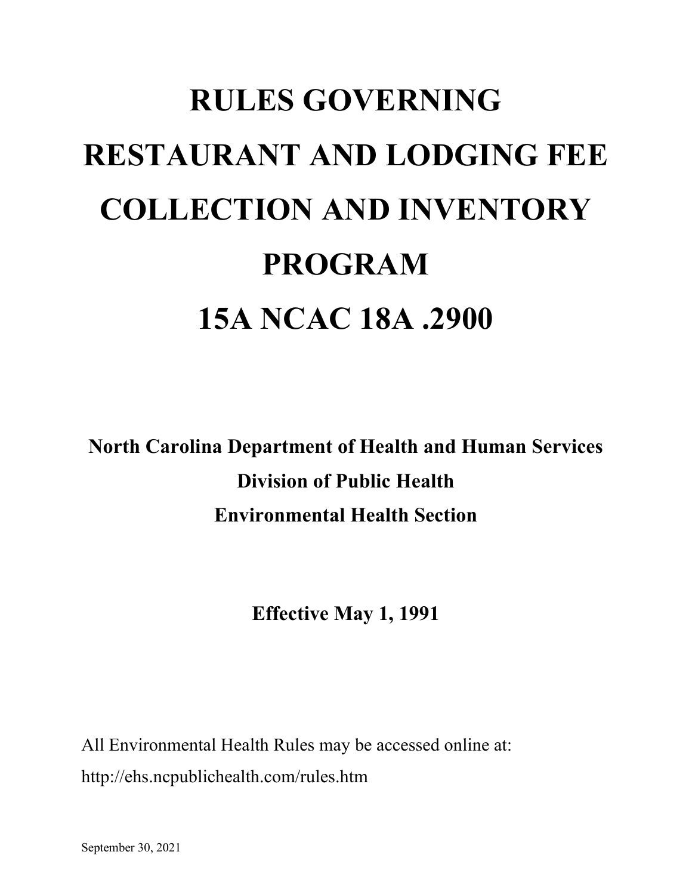# RULES GOVERNING RESTAURANT AND LODGING FEE COLLECTION AND INVENTORY PROGRAM

# 15A NCAC 18A .2900

**North Carolina Department of Health and Human Services**

**Division of Public Health**

**Environmental Health Section**

**Effective May 1, 1991**

All Environmental Health Rules may be accessed online at:
http://ehs.ncpublichealth.com/rules.htm

September 30, 2021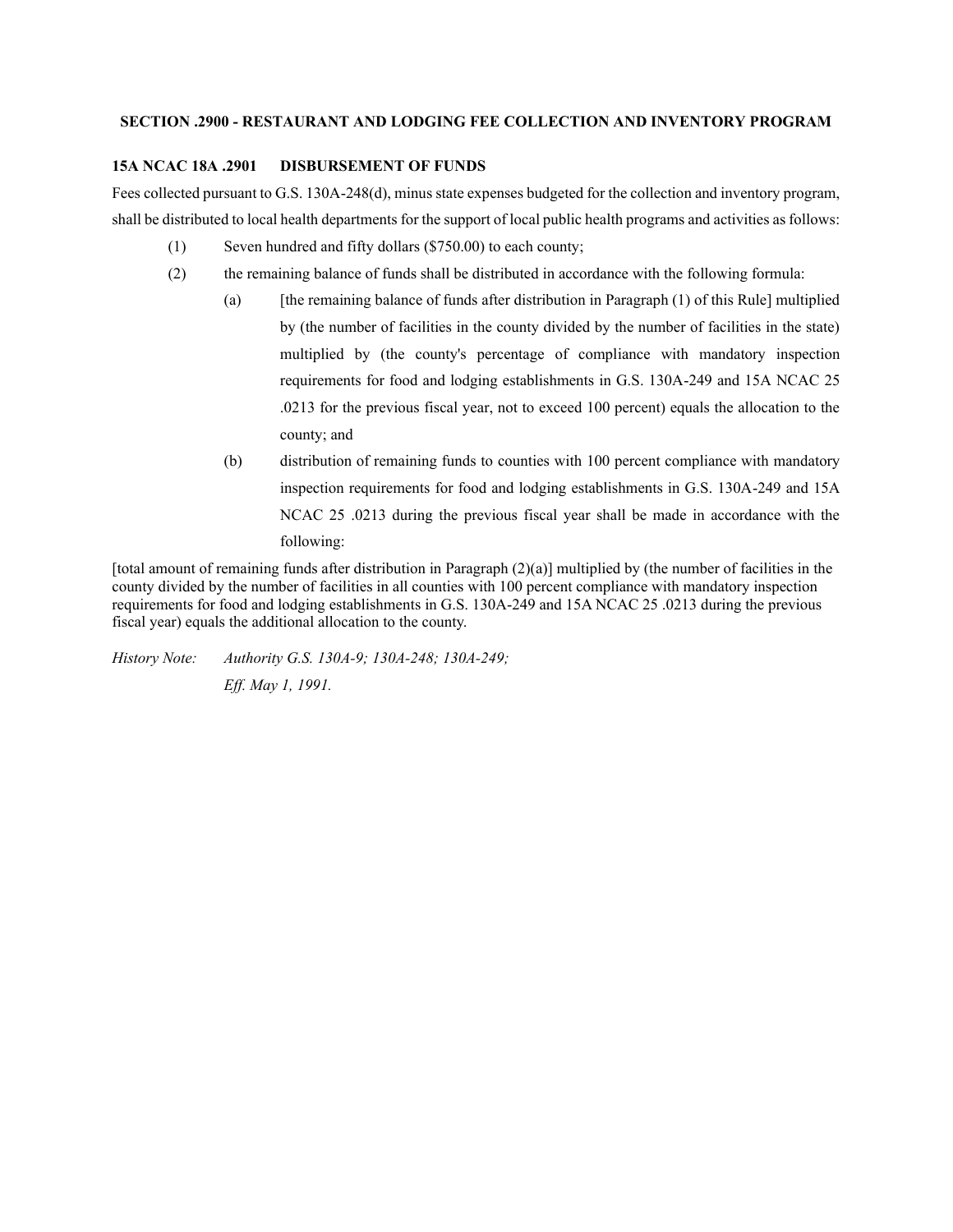## SECTION .2900 - RESTAURANT AND LODGING FEE COLLECTION AND INVENTORY PROGRAM

### 15A NCAC 18A .2901 DISBURSEMENT OF FUNDS

Fees collected pursuant to G.S. 130A-248(d), minus state expenses budgeted for the collection and inventory program, shall be distributed to local health departments for the support of local public health programs and activities as follows:

(1) Seven hundred and fifty dollars ($750.00) to each county;

(2) the remaining balance of funds shall be distributed in accordance with the following formula:

 (a) [the remaining balance of funds after distribution in Paragraph (1) of this Rule] multiplied by (the number of facilities in the county divided by the number of facilities in the state) multiplied by (the county's percentage of compliance with mandatory inspection requirements for food and lodging establishments in G.S. 130A-249 and 15A NCAC 25 .0213 for the previous fiscal year, not to exceed 100 percent) equals the allocation to the county; and

 (b) distribution of remaining funds to counties with 100 percent compliance with mandatory inspection requirements for food and lodging establishments in G.S. 130A-249 and 15A NCAC 25 .0213 during the previous fiscal year shall be made in accordance with the following:

[total amount of remaining funds after distribution in Paragraph (2)(a)] multiplied by (the number of facilities in the county divided by the number of facilities in all counties with 100 percent compliance with mandatory inspection requirements for food and lodging establishments in G.S. 130A-249 and 15A NCAC 25 .0213 during the previous fiscal year) equals the additional allocation to the county.

*History Note:* *Authority G.S. 130A-9; 130A-248; 130A-249;*
*Eff. May 1, 1991.*